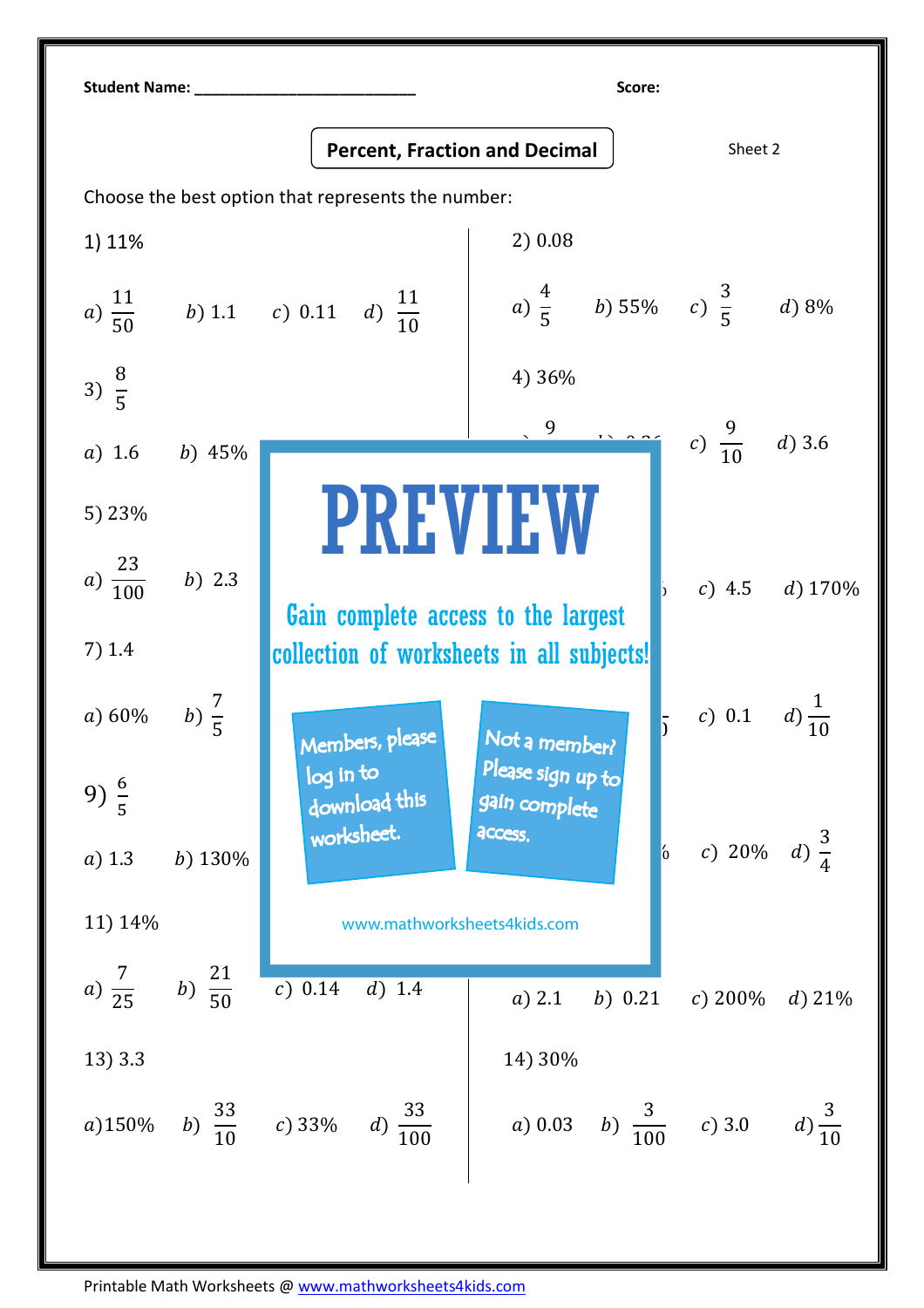Student Name: ___________________________ Score:

## Percent, Fraction and Decimal

Sheet 2

Choose the best option that represents the number:

1) 11%

$a)\ \frac{11}{50}$ $b)\ 1.1$ $c)\ 0.11$ $d)\ \frac{11}{10}$

2) 0.08

$a)\ \frac{4}{5}$ $b)$ 55% $c)\ \frac{3}{5}$ $d)$ 8%

3) $\frac{8}{5}$

$a)\ 1.6$ $b)$ 45%

4) 36%

$c)\ \frac{9}{10}$ $d)\ 3.6$

5) 23%

$a)\ \frac{23}{100}$ $b)\ 2.3$

$c)\ 4.5$ $d)$ 170%

7) 1.4

$a)$ 60% $b)\ \frac{7}{5}$

$c)\ 0.1$ $d)\ \frac{1}{10}$

9) $\frac{6}{5}$

$a)\ 1.3$ $b)$ 130%

$c)$ 20% $d)\ \frac{3}{4}$

PREVIEW

Gain complete access to the largest collection of worksheets in all subjects!

Members, please log in to download this worksheet.

Not a member? Please sign up to gain complete access.

www.mathworksheets4kids.com

11) 14%

$a)\ \frac{7}{25}$ $b)\ \frac{21}{50}$ $c)\ 0.14$ $d)\ 1.4$

$a)\ 2.1$ $b)\ 0.21$ $c)$ 200% $d)$ 21%

13) 3.3

$a)$ 150% $b)\ \frac{33}{10}$ $c)$ 33% $d)\ \frac{33}{100}$

14) 30%

$a)\ 0.03$ $b)\ \frac{3}{100}$ $c)\ 3.0$ $d)\ \frac{3}{10}$

Printable Math Worksheets @ www.mathworksheets4kids.com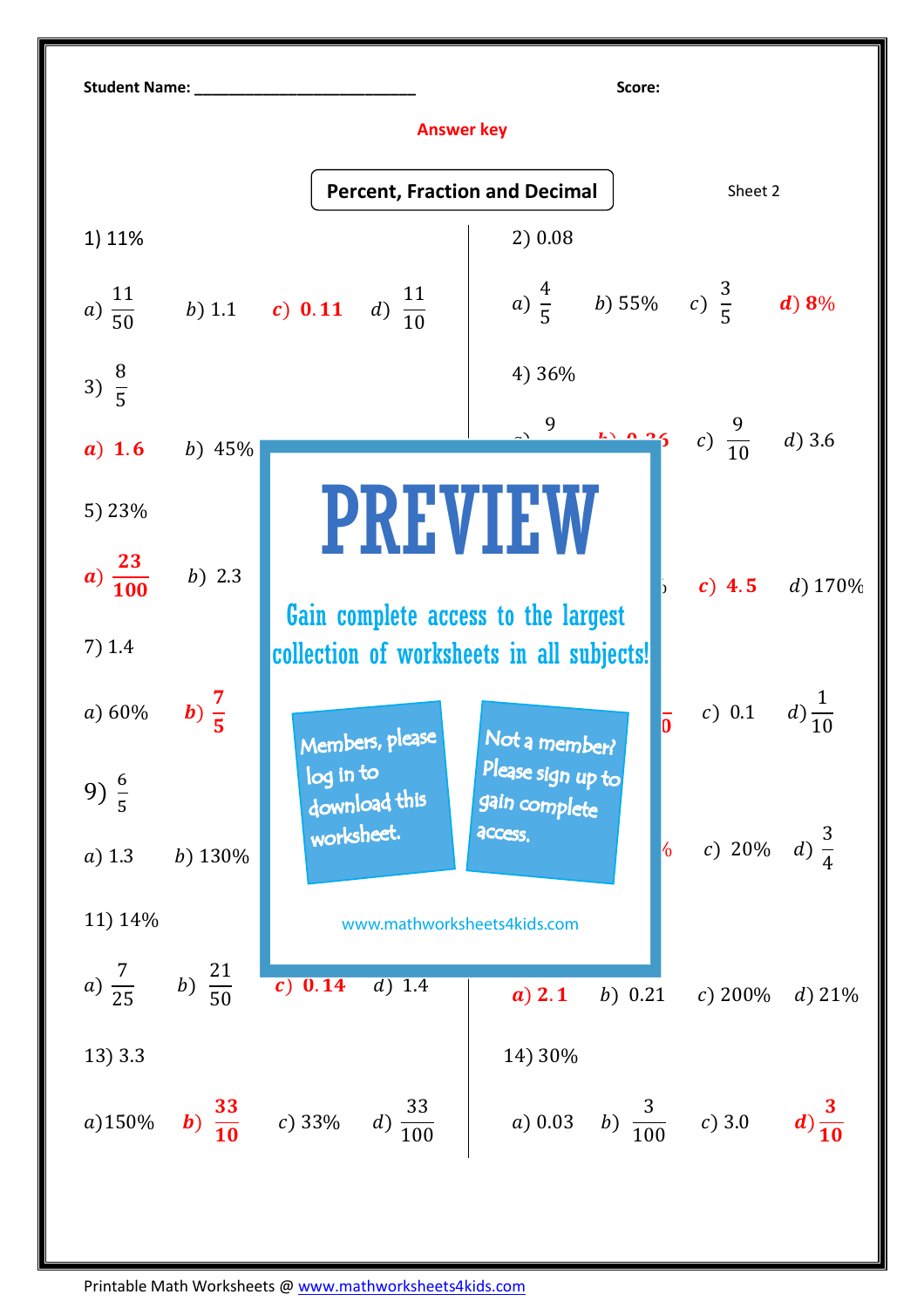Student Name: ___________________________ Score:

Answer key

## Percent, Fraction and Decimal

Sheet 2

1) 11%

a) $\frac{11}{50}$ b) 1.1 **c) 0.11** d) $\frac{11}{10}$

2) 0.08

a) $\frac{4}{5}$ b) 55% c) $\frac{3}{5}$ **d) 8%**

3) $\frac{8}{5}$

**a) 1.6** b) 45%

4) 36%

c) $\frac{9}{10}$ d) 3.6

5) 23%

**a) $\frac{23}{100}$** b) 2.3

**c) 4.5** d) 170%

7) 1.4

a) 60% **b) $\frac{7}{5}$**

c) 0.1 d) $\frac{1}{10}$

9) $\frac{6}{5}$

a) 1.3 b) 130%

c) 20% d) $\frac{3}{4}$

11) 14%

a) $\frac{7}{25}$ b) $\frac{21}{50}$ **c) 0.14** d) 1.4

**a) 2.1** b) 0.21 c) 200% d) 21%

13) 3.3

a) 150% **b) $\frac{33}{10}$** c) 33% d) $\frac{33}{100}$

14) 30%

a) 0.03 b) $\frac{3}{100}$ c) 3.0 **d) $\frac{3}{10}$**

PREVIEW

Gain complete access to the largest collection of worksheets in all subjects!

Members, please log in to download this worksheet.

Not a member? Please sign up to gain complete access.

www.mathworksheets4kids.com

Printable Math Worksheets @ www.mathworksheets4kids.com